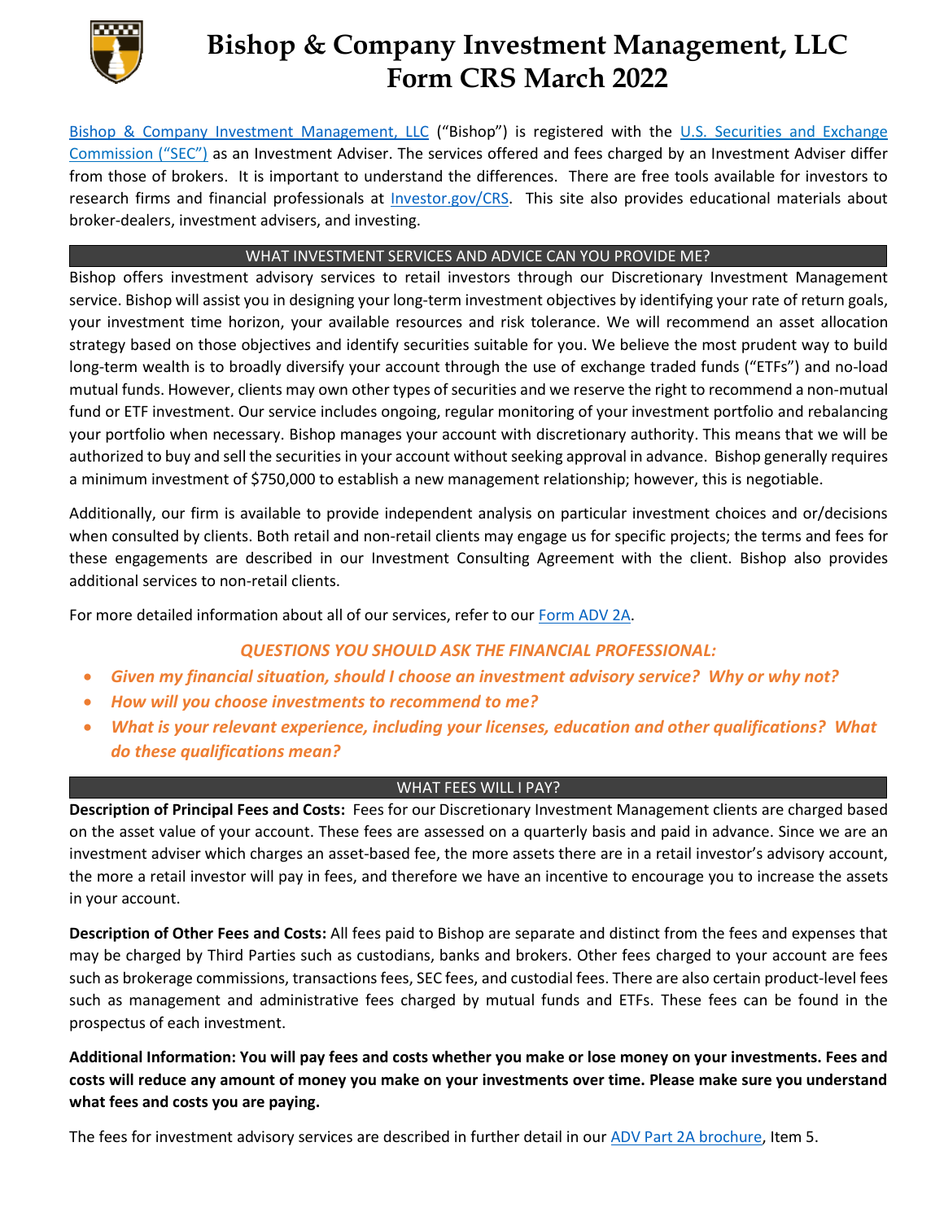# Bishop & Company Investment Management, LLC Form CRS March 2022

Bishop & Company Investment Management, LLC ("Bishop") is registered with the U.S. Securities and Exchange Commission ("SEC") as an Investment Adviser. The services offered and fees charged by an Investment Adviser differ from those of brokers. It is important to understand the differences. There are free tools available for investors to research firms and financial professionals at Investor.gov/CRS. This site also provides educational materials about broker-dealers, investment advisers, and investing.

## WHAT INVESTMENT SERVICES AND ADVICE CAN YOU PROVIDE ME?

Bishop offers investment advisory services to retail investors through our Discretionary Investment Management service. Bishop will assist you in designing your long-term investment objectives by identifying your rate of return goals, your investment time horizon, your available resources and risk tolerance. We will recommend an asset allocation strategy based on those objectives and identify securities suitable for you. We believe the most prudent way to build long-term wealth is to broadly diversify your account through the use of exchange traded funds ("ETFs") and no-load mutual funds. However, clients may own other types of securities and we reserve the right to recommend a non-mutual fund or ETF investment. Our service includes ongoing, regular monitoring of your investment portfolio and rebalancing your portfolio when necessary. Bishop manages your account with discretionary authority. This means that we will be authorized to buy and sell the securities in your account without seeking approval in advance. Bishop generally requires a minimum investment of $750,000 to establish a new management relationship; however, this is negotiable.

Additionally, our firm is available to provide independent analysis on particular investment choices and or/decisions when consulted by clients. Both retail and non-retail clients may engage us for specific projects; the terms and fees for these engagements are described in our Investment Consulting Agreement with the client. Bishop also provides additional services to non-retail clients.

For more detailed information about all of our services, refer to our Form ADV 2A.

***QUESTIONS YOU SHOULD ASK THE FINANCIAL PROFESSIONAL:***

- ***Given my financial situation, should I choose an investment advisory service? Why or why not?***
- ***How will you choose investments to recommend to me?***
- ***What is your relevant experience, including your licenses, education and other qualifications? What do these qualifications mean?***

## WHAT FEES WILL I PAY?

**Description of Principal Fees and Costs:** Fees for our Discretionary Investment Management clients are charged based on the asset value of your account. These fees are assessed on a quarterly basis and paid in advance. Since we are an investment adviser which charges an asset-based fee, the more assets there are in a retail investor's advisory account, the more a retail investor will pay in fees, and therefore we have an incentive to encourage you to increase the assets in your account.

**Description of Other Fees and Costs:** All fees paid to Bishop are separate and distinct from the fees and expenses that may be charged by Third Parties such as custodians, banks and brokers. Other fees charged to your account are fees such as brokerage commissions, transactions fees, SEC fees, and custodial fees. There are also certain product-level fees such as management and administrative fees charged by mutual funds and ETFs. These fees can be found in the prospectus of each investment.

**Additional Information: You will pay fees and costs whether you make or lose money on your investments. Fees and costs will reduce any amount of money you make on your investments over time. Please make sure you understand what fees and costs you are paying.**

The fees for investment advisory services are described in further detail in our ADV Part 2A brochure, Item 5.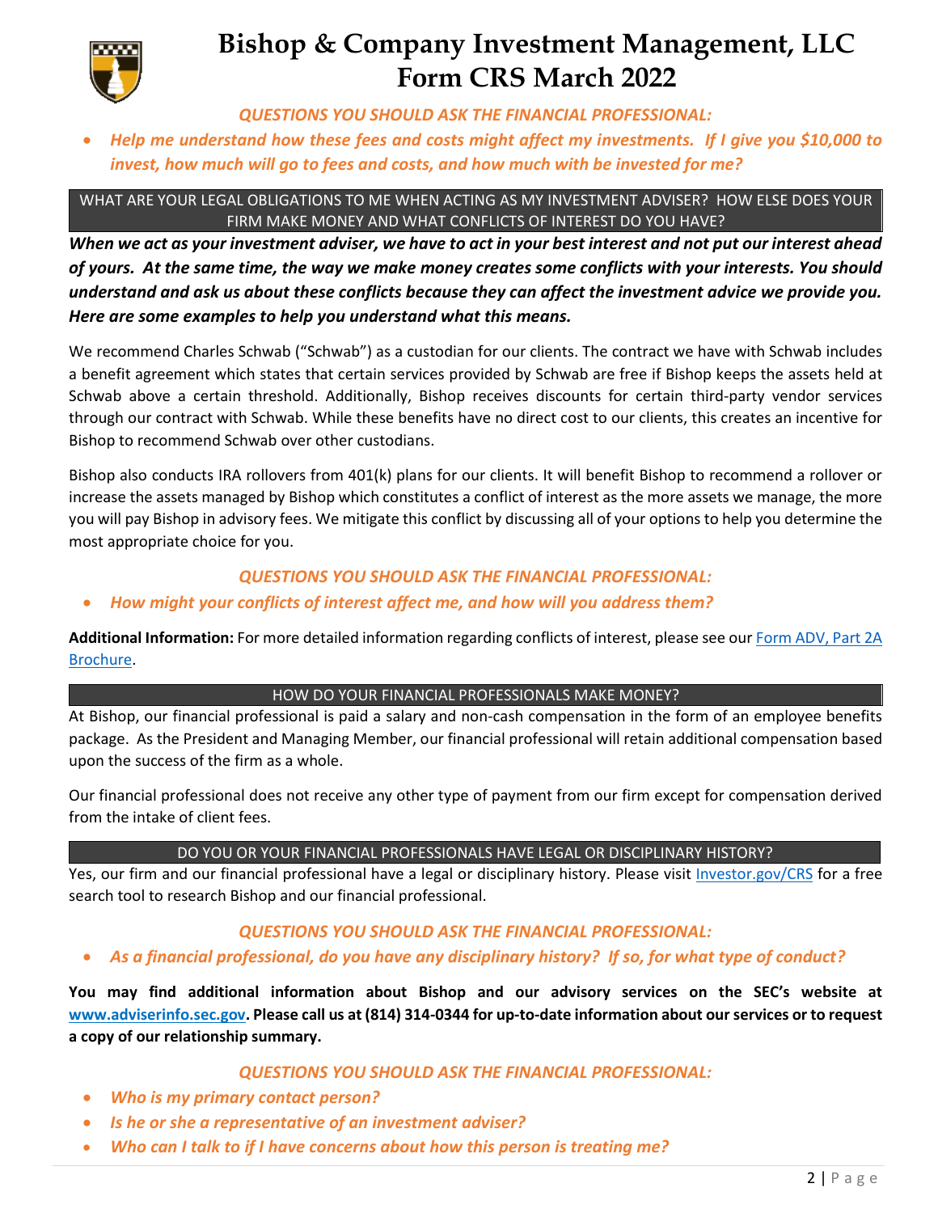# Bishop & Company Investment Management, LLC Form CRS March 2022

***QUESTIONS YOU SHOULD ASK THE FINANCIAL PROFESSIONAL:***

- ***Help me understand how these fees and costs might affect my investments. If I give you $10,000 to invest, how much will go to fees and costs, and how much with be invested for me?***

## WHAT ARE YOUR LEGAL OBLIGATIONS TO ME WHEN ACTING AS MY INVESTMENT ADVISER? HOW ELSE DOES YOUR FIRM MAKE MONEY AND WHAT CONFLICTS OF INTEREST DO YOU HAVE?

***When we act as your investment adviser, we have to act in your best interest and not put our interest ahead of yours. At the same time, the way we make money creates some conflicts with your interests. You should understand and ask us about these conflicts because they can affect the investment advice we provide you. Here are some examples to help you understand what this means.***

We recommend Charles Schwab ("Schwab") as a custodian for our clients. The contract we have with Schwab includes a benefit agreement which states that certain services provided by Schwab are free if Bishop keeps the assets held at Schwab above a certain threshold. Additionally, Bishop receives discounts for certain third-party vendor services through our contract with Schwab. While these benefits have no direct cost to our clients, this creates an incentive for Bishop to recommend Schwab over other custodians.

Bishop also conducts IRA rollovers from 401(k) plans for our clients. It will benefit Bishop to recommend a rollover or increase the assets managed by Bishop which constitutes a conflict of interest as the more assets we manage, the more you will pay Bishop in advisory fees. We mitigate this conflict by discussing all of your options to help you determine the most appropriate choice for you.

***QUESTIONS YOU SHOULD ASK THE FINANCIAL PROFESSIONAL:***

- ***How might your conflicts of interest affect me, and how will you address them?***

**Additional Information:** For more detailed information regarding conflicts of interest, please see our Form ADV, Part 2A Brochure.

## HOW DO YOUR FINANCIAL PROFESSIONALS MAKE MONEY?

At Bishop, our financial professional is paid a salary and non-cash compensation in the form of an employee benefits package. As the President and Managing Member, our financial professional will retain additional compensation based upon the success of the firm as a whole.

Our financial professional does not receive any other type of payment from our firm except for compensation derived from the intake of client fees.

## DO YOU OR YOUR FINANCIAL PROFESSIONALS HAVE LEGAL OR DISCIPLINARY HISTORY?

Yes, our firm and our financial professional have a legal or disciplinary history. Please visit Investor.gov/CRS for a free search tool to research Bishop and our financial professional.

***QUESTIONS YOU SHOULD ASK THE FINANCIAL PROFESSIONAL:***

- ***As a financial professional, do you have any disciplinary history? If so, for what type of conduct?***

**You may find additional information about Bishop and our advisory services on the SEC's website at www.adviserinfo.sec.gov. Please call us at (814) 314-0344 for up-to-date information about our services or to request a copy of our relationship summary.**

***QUESTIONS YOU SHOULD ASK THE FINANCIAL PROFESSIONAL:***

- ***Who is my primary contact person?***
- ***Is he or she a representative of an investment adviser?***
- ***Who can I talk to if I have concerns about how this person is treating me?***